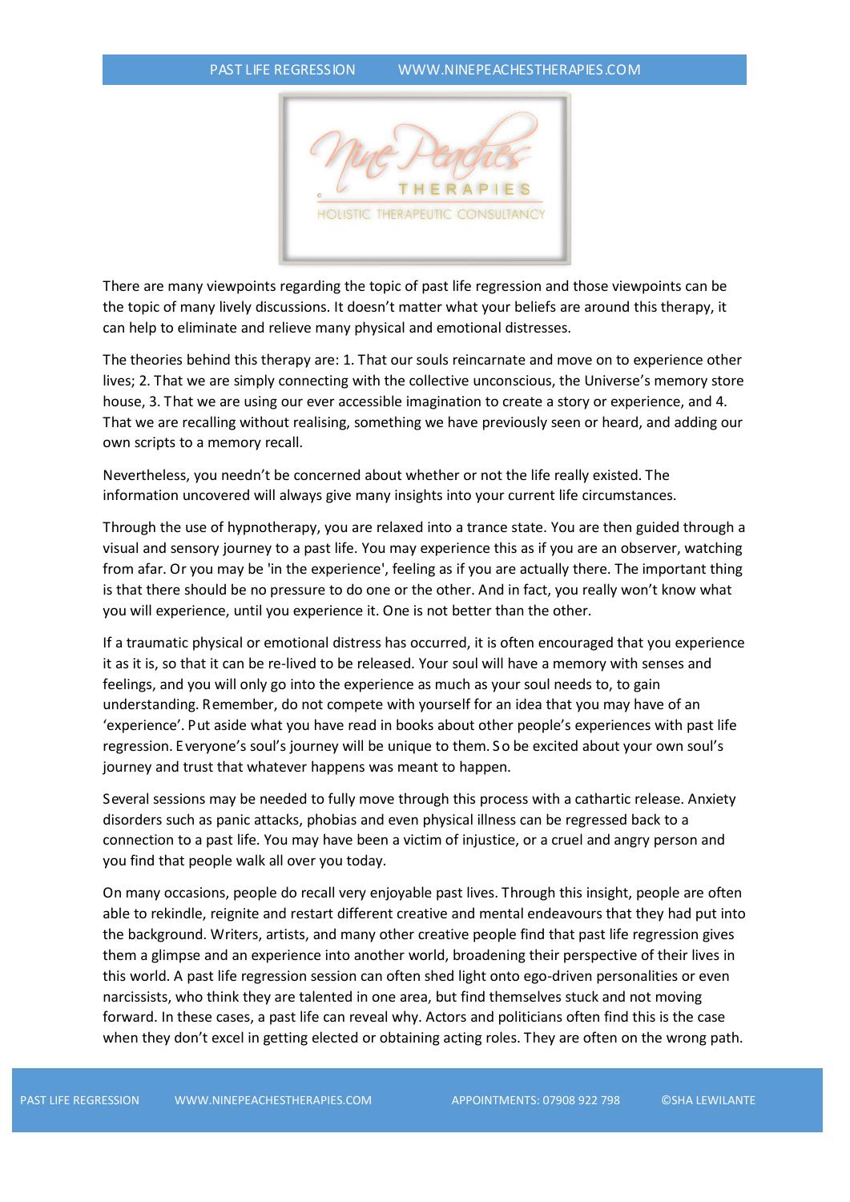There are many viewpoints regarding the topic of past life regression and those viewpoints can be the topic of many lively discussions. It doesn't matter what your beliefs are around this therapy, it can help to eliminate and relieve many physical and emotional distresses.

The theories behind this therapy are: 1. That our souls reincarnate and move on to experience other lives; 2. That we are simply connecting with the collective unconscious, the Universe's memory store house, 3. That we are using our ever accessible imagination to create a story or experience, and 4. That we are recalling without realising, something we have previously seen or heard, and adding our own scripts to a memory recall.

Nevertheless, you needn't be concerned about whether or not the life really existed. The information uncovered will always give many insights into your current life circumstances.

Through the use of hypnotherapy, you are relaxed into a trance state. You are then guided through a visual and sensory journey to a past life. You may experience this as if you are an observer, watching from afar. Or you may be 'in the experience', feeling as if you are actually there. The important thing is that there should be no pressure to do one or the other. And in fact, you really won't know what you will experience, until you experience it. One is not better than the other.

If a traumatic physical or emotional distress has occurred, it is often encouraged that you experience it as it is, so that it can be re-lived to be released. Your soul will have a memory with senses and feelings, and you will only go into the experience as much as your soul needs to, to gain understanding. Remember, do not compete with yourself for an idea that you may have of an 'experience'. Put aside what you have read in books about other people's experiences with past life regression. Everyone's soul's journey will be unique to them. So be excited about your own soul's journey and trust that whatever happens was meant to happen.

Several sessions may be needed to fully move through this process with a cathartic release. Anxiety disorders such as panic attacks, phobias and even physical illness can be regressed back to a connection to a past life. You may have been a victim of injustice, or a cruel and angry person and you find that people walk all over you today.

On many occasions, people do recall very enjoyable past lives. Through this insight, people are often able to rekindle, reignite and restart different creative and mental endeavours that they had put into the background. Writers, artists, and many other creative people find that past life regression gives them a glimpse and an experience into another world, broadening their perspective of their lives in this world. A past life regression session can often shed light onto ego-driven personalities or even narcissists, who think they are talented in one area, but find themselves stuck and not moving forward. In these cases, a past life can reveal why. Actors and politicians often find this is the case when they don't excel in getting elected or obtaining acting roles. They are often on the wrong path.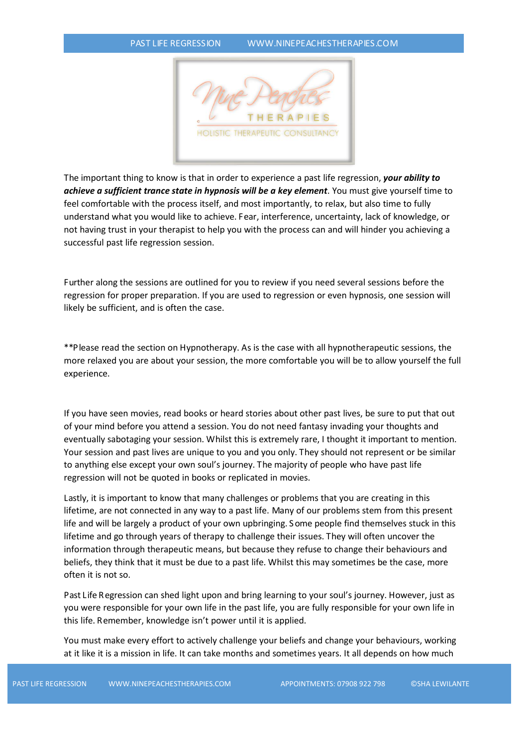The important thing to know is that in order to experience a past life regression, ***your ability to achieve a sufficient trance state in hypnosis will be a key element***. You must give yourself time to feel comfortable with the process itself, and most importantly, to relax, but also time to fully understand what you would like to achieve. Fear, interference, uncertainty, lack of knowledge, or not having trust in your therapist to help you with the process can and will hinder you achieving a successful past life regression session.

Further along the sessions are outlined for you to review if you need several sessions before the regression for proper preparation. If you are used to regression or even hypnosis, one session will likely be sufficient, and is often the case.

**Please read the section on Hypnotherapy. As is the case with all hypnotherapeutic sessions, the more relaxed you are about your session, the more comfortable you will be to allow yourself the full experience.

If you have seen movies, read books or heard stories about other past lives, be sure to put that out of your mind before you attend a session. You do not need fantasy invading your thoughts and eventually sabotaging your session. Whilst this is extremely rare, I thought it important to mention. Your session and past lives are unique to you and you only. They should not represent or be similar to anything else except your own soul's journey. The majority of people who have past life regression will not be quoted in books or replicated in movies.

Lastly, it is important to know that many challenges or problems that you are creating in this lifetime, are not connected in any way to a past life. Many of our problems stem from this present life and will be largely a product of your own upbringing. Some people find themselves stuck in this lifetime and go through years of therapy to challenge their issues. They will often uncover the information through therapeutic means, but because they refuse to change their behaviours and beliefs, they think that it must be due to a past life. Whilst this may sometimes be the case, more often it is not so.

Past Life Regression can shed light upon and bring learning to your soul's journey. However, just as you were responsible for your own life in the past life, you are fully responsible for your own life in this life. Remember, knowledge isn't power until it is applied.

You must make every effort to actively challenge your beliefs and change your behaviours, working at it like it is a mission in life. It can take months and sometimes years. It all depends on how much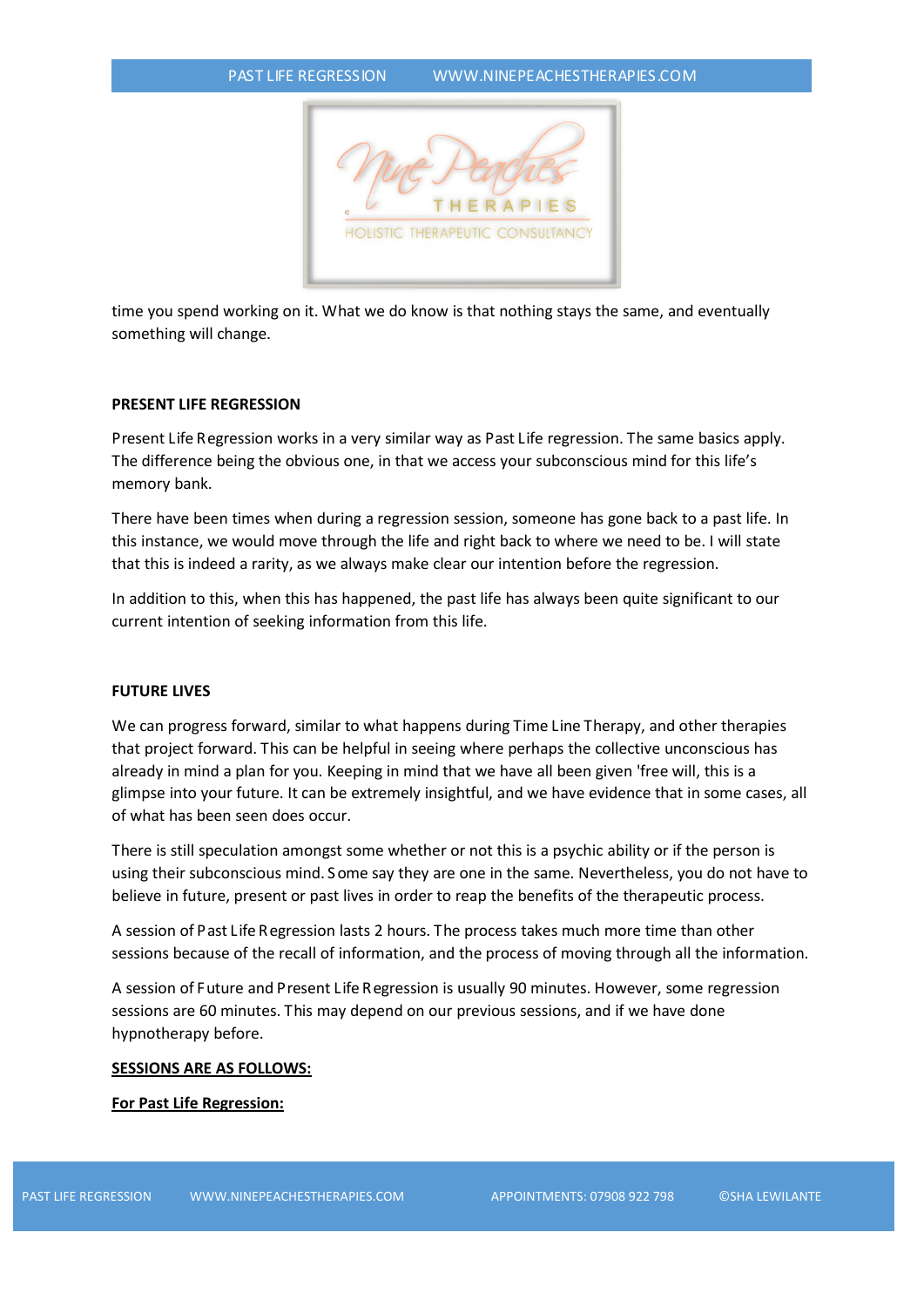time you spend working on it. What we do know is that nothing stays the same, and eventually something will change.

## PRESENT LIFE REGRESSION

Present Life Regression works in a very similar way as Past Life regression. The same basics apply. The difference being the obvious one, in that we access your subconscious mind for this life's memory bank.

There have been times when during a regression session, someone has gone back to a past life. In this instance, we would move through the life and right back to where we need to be. I will state that this is indeed a rarity, as we always make clear our intention before the regression.

In addition to this, when this has happened, the past life has always been quite significant to our current intention of seeking information from this life.

## FUTURE LIVES

We can progress forward, similar to what happens during Time Line Therapy, and other therapies that project forward. This can be helpful in seeing where perhaps the collective unconscious has already in mind a plan for you. Keeping in mind that we have all been given 'free will, this is a glimpse into your future. It can be extremely insightful, and we have evidence that in some cases, all of what has been seen does occur.

There is still speculation amongst some whether or not this is a psychic ability or if the person is using their subconscious mind. Some say they are one in the same. Nevertheless, you do not have to believe in future, present or past lives in order to reap the benefits of the therapeutic process.

A session of Past Life Regression lasts 2 hours. The process takes much more time than other sessions because of the recall of information, and the process of moving through all the information.

A session of Future and Present Life Regression is usually 90 minutes. However, some regression sessions are 60 minutes. This may depend on our previous sessions, and if we have done hypnotherapy before.

**SESSIONS ARE AS FOLLOWS:**

**For Past Life Regression:**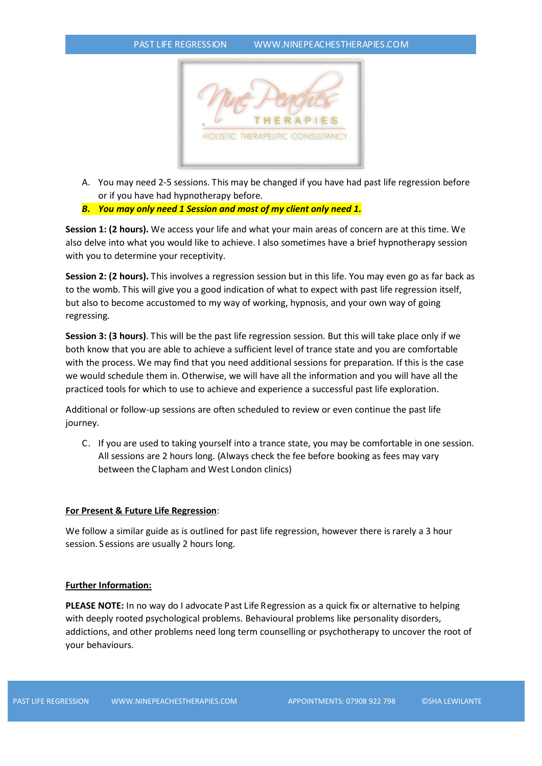A. You may need 2-5 sessions. This may be changed if you have had past life regression before or if you have had hypnotherapy before.

***B. You may only need 1 Session and most of my client only need 1.***

**Session 1: (2 hours).** We access your life and what your main areas of concern are at this time. We also delve into what you would like to achieve. I also sometimes have a brief hypnotherapy session with you to determine your receptivity.

**Session 2: (2 hours).** This involves a regression session but in this life. You may even go as far back as to the womb. This will give you a good indication of what to expect with past life regression itself, but also to become accustomed to my way of working, hypnosis, and your own way of going regressing.

**Session 3: (3 hours)**. This will be the past life regression session. But this will take place only if we both know that you are able to achieve a sufficient level of trance state and you are comfortable with the process. We may find that you need additional sessions for preparation. If this is the case we would schedule them in. Otherwise, we will have all the information and you will have all the practiced tools for which to use to achieve and experience a successful past life exploration.

Additional or follow-up sessions are often scheduled to review or even continue the past life journey.

C. If you are used to taking yourself into a trance state, you may be comfortable in one session. All sessions are 2 hours long. (Always check the fee before booking as fees may vary between the Clapham and West London clinics)

**For Present & Future Life Regression**:

We follow a similar guide as is outlined for past life regression, however there is rarely a 3 hour session. Sessions are usually 2 hours long.

**Further Information:**

**PLEASE NOTE:** In no way do I advocate Past Life Regression as a quick fix or alternative to helping with deeply rooted psychological problems. Behavioural problems like personality disorders, addictions, and other problems need long term counselling or psychotherapy to uncover the root of your behaviours.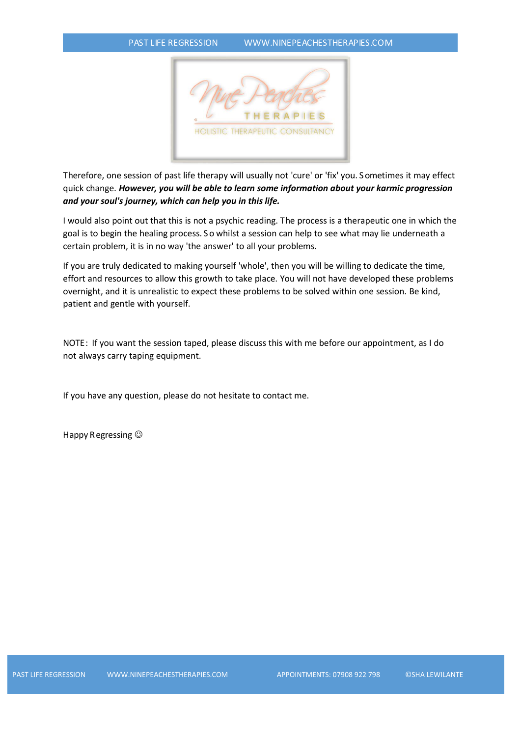Therefore, one session of past life therapy will usually not 'cure' or 'fix' you. Sometimes it may effect quick change. ***However, you will be able to learn some information about your karmic progression and your soul's journey, which can help you in this life.***

I would also point out that this is not a psychic reading. The process is a therapeutic one in which the goal is to begin the healing process. So whilst a session can help to see what may lie underneath a certain problem, it is in no way 'the answer' to all your problems.

If you are truly dedicated to making yourself 'whole', then you will be willing to dedicate the time, effort and resources to allow this growth to take place. You will not have developed these problems overnight, and it is unrealistic to expect these problems to be solved within one session. Be kind, patient and gentle with yourself.

NOTE: If you want the session taped, please discuss this with me before our appointment, as I do not always carry taping equipment.

If you have any question, please do not hesitate to contact me.

Happy Regressing ☺